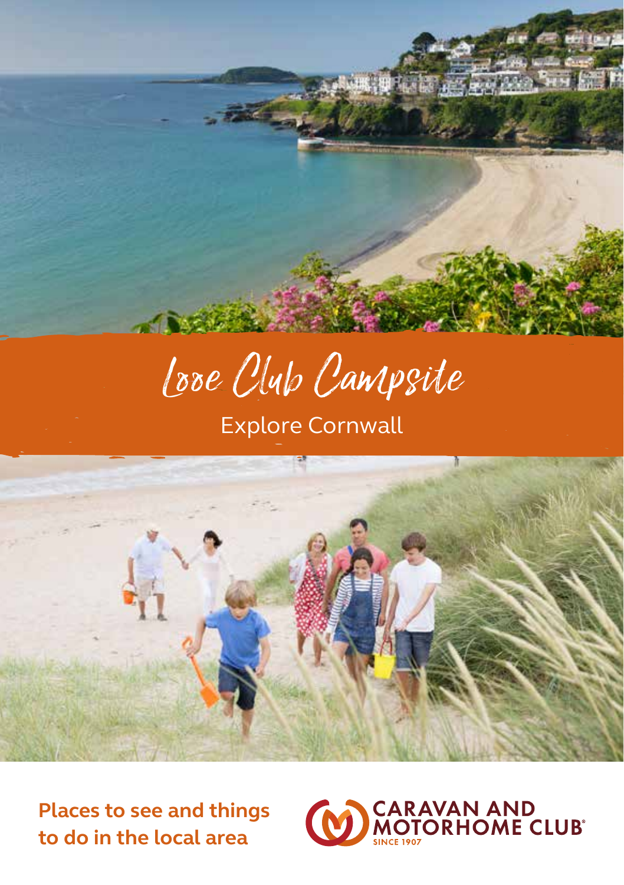# Looe Club Campsite

## Explore Cornwall

**Places to see and things to do in the local area**

CARAVAN AND MOTORHOME CLUB®
SINCE 1907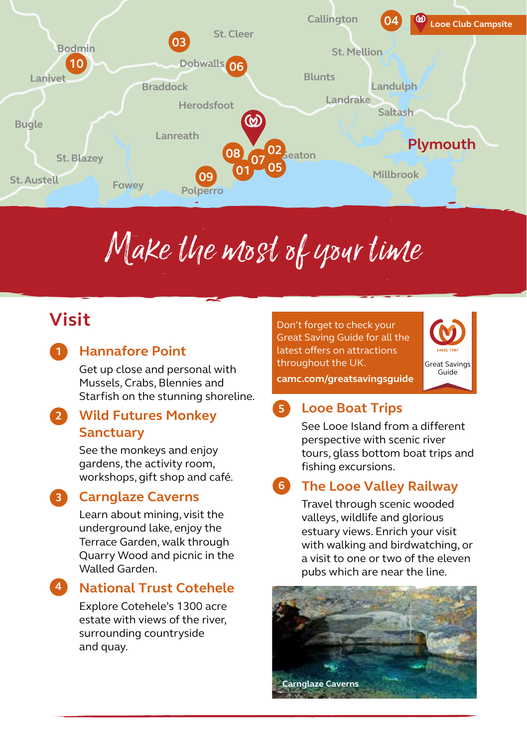# Make the most of your time

## Visit

### 1 Hannafore Point

Get up close and personal with Mussels, Crabs, Blennies and Starfish on the stunning shoreline.

### 2 Wild Futures Monkey Sanctuary

See the monkeys and enjoy gardens, the activity room, workshops, gift shop and café.

### 3 Carnglaze Caverns

Learn about mining, visit the underground lake, enjoy the Terrace Garden, walk through Quarry Wood and picnic in the Walled Garden.

### 4 National Trust Cotehele

Explore Cotehele's 1300 acre estate with views of the river, surrounding countryside and quay.

Don't forget to check your Great Saving Guide for all the latest offers on attractions throughout the UK.

**camc.com/greatsavingsguide**

Great Savings Guide

### 5 Looe Boat Trips

See Looe Island from a different perspective with scenic river tours, glass bottom boat trips and fishing excursions.

### 6 The Looe Valley Railway

Travel through scenic wooded valleys, wildlife and glorious estuary views. Enrich your visit with walking and birdwatching, or a visit to one or two of the eleven pubs which are near the line.

Carnglaze Caverns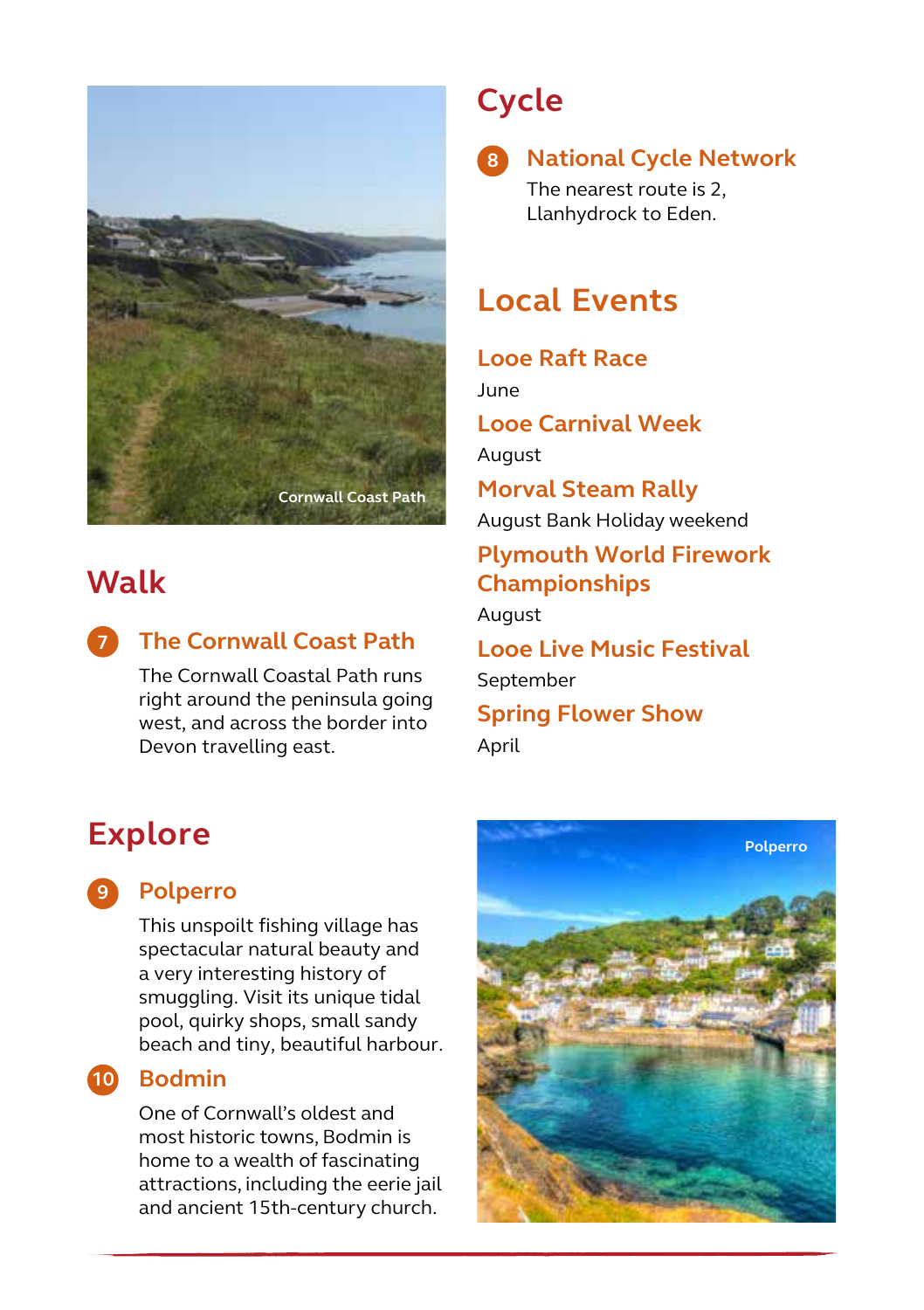Cornwall Coast Path

## Walk

### 7 The Cornwall Coast Path

The Cornwall Coastal Path runs right around the peninsula going west, and across the border into Devon travelling east.

## Cycle

### 8 National Cycle Network

The nearest route is 2, Llanhydrock to Eden.

## Local Events

### Looe Raft Race

June

### Looe Carnival Week

August

### Morval Steam Rally

August Bank Holiday weekend

### Plymouth World Firework Championships

August

### Looe Live Music Festival

September

### Spring Flower Show

April

## Explore

### 9 Polperro

This unspoilt fishing village has spectacular natural beauty and a very interesting history of smuggling. Visit its unique tidal pool, quirky shops, small sandy beach and tiny, beautiful harbour.

### 10 Bodmin

One of Cornwall's oldest and most historic towns, Bodmin is home to a wealth of fascinating attractions, including the eerie jail and ancient 15th-century church.

Polperro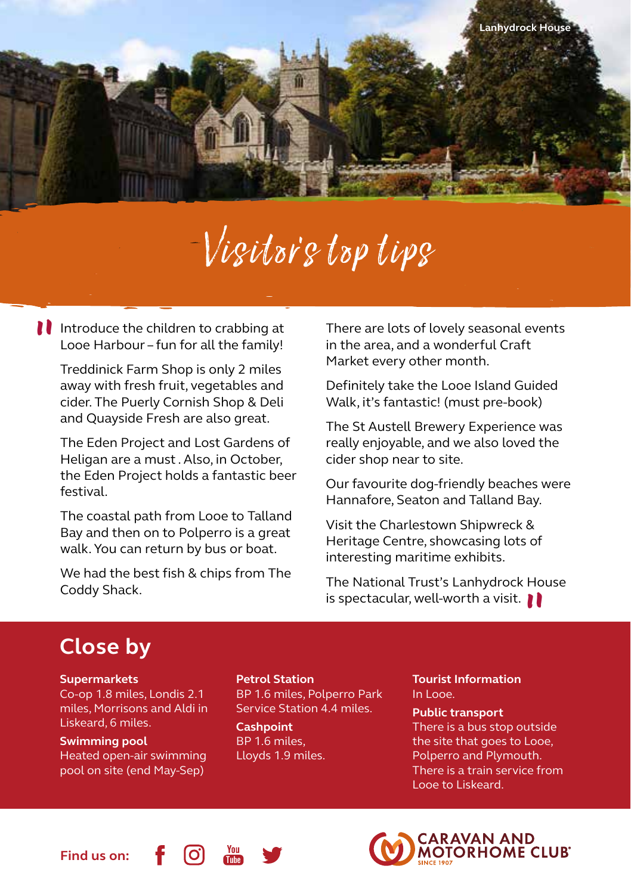Lanhydrock House

# Visitor's top tips

"Introduce the children to crabbing at Looe Harbour – fun for all the family!

Treddinick Farm Shop is only 2 miles away with fresh fruit, vegetables and cider. The Puerly Cornish Shop & Deli and Quayside Fresh are also great.

The Eden Project and Lost Gardens of Heligan are a must . Also, in October, the Eden Project holds a fantastic beer festival.

The coastal path from Looe to Talland Bay and then on to Polperro is a great walk. You can return by bus or boat.

We had the best fish & chips from The Coddy Shack.

There are lots of lovely seasonal events in the area, and a wonderful Craft Market every other month.

Definitely take the Looe Island Guided Walk, it's fantastic! (must pre-book)

The St Austell Brewery Experience was really enjoyable, and we also loved the cider shop near to site.

Our favourite dog-friendly beaches were Hannafore, Seaton and Talland Bay.

Visit the Charlestown Shipwreck & Heritage Centre, showcasing lots of interesting maritime exhibits.

The National Trust's Lanhydrock House is spectacular, well-worth a visit."

## Close by

**Supermarkets**
Co-op 1.8 miles, Londis 2.1 miles, Morrisons and Aldi in Liskeard, 6 miles.

**Swimming pool**
Heated open-air swimming pool on site (end May-Sep)

**Petrol Station**
BP 1.6 miles, Polperro Park Service Station 4.4 miles.

**Cashpoint**
BP 1.6 miles,
Lloyds 1.9 miles.

**Tourist Information**
In Looe.

**Public transport**
There is a bus stop outside the site that goes to Looe, Polperro and Plymouth. There is a train service from Looe to Liskeard.

**Find us on:**

CARAVAN AND MOTORHOME CLUB
SINCE 1907